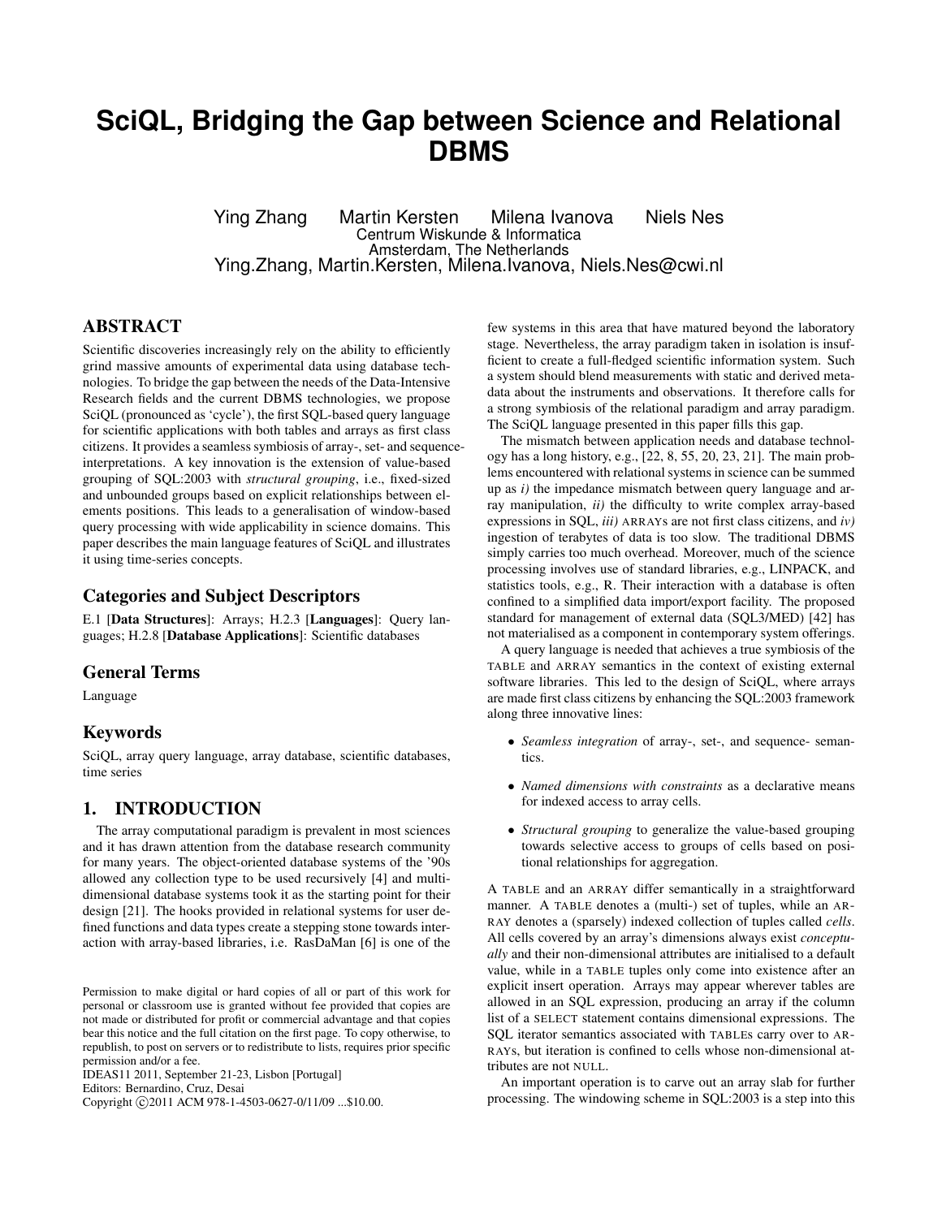# SciQL, Bridging the Gap between Science and Relational DBMS

Ying Zhang Martin Kersten Milena Ivanova Niels Nes
Centrum Wiskunde & Informatica
Amsterdam, The Netherlands
Ying.Zhang, Martin.Kersten, Milena.Ivanova, Niels.Nes@cwi.nl

## ABSTRACT

Scientific discoveries increasingly rely on the ability to efficiently grind massive amounts of experimental data using database technologies. To bridge the gap between the needs of the Data-Intensive Research fields and the current DBMS technologies, we propose SciQL (pronounced as 'cycle'), the first SQL-based query language for scientific applications with both tables and arrays as first class citizens. It provides a seamless symbiosis of array-, set- and sequence-interpretations. A key innovation is the extension of value-based grouping of SQL:2003 with *structural grouping*, i.e., fixed-sized and unbounded groups based on explicit relationships between elements positions. This leads to a generalisation of window-based query processing with wide applicability in science domains. This paper describes the main language features of SciQL and illustrates it using time-series concepts.

## Categories and Subject Descriptors

E.1 [**Data Structures**]: Arrays; H.2.3 [**Languages**]: Query languages; H.2.8 [**Database Applications**]: Scientific databases

## General Terms

Language

## Keywords

SciQL, array query language, array database, scientific databases, time series

## 1. INTRODUCTION

The array computational paradigm is prevalent in most sciences and it has drawn attention from the database research community for many years. The object-oriented database systems of the '90s allowed any collection type to be used recursively [4] and multi-dimensional database systems took it as the starting point for their design [21]. The hooks provided in relational systems for user defined functions and data types create a stepping stone towards interaction with array-based libraries, i.e. RasDaMan [6] is one of the few systems in this area that have matured beyond the laboratory stage. Nevertheless, the array paradigm taken in isolation is insufficient to create a full-fledged scientific information system. Such a system should blend measurements with static and derived metadata about the instruments and observations. It therefore calls for a strong symbiosis of the relational paradigm and array paradigm. The SciQL language presented in this paper fills this gap.

The mismatch between application needs and database technology has a long history, e.g., [22, 8, 55, 20, 23, 21]. The main problems encountered with relational systems in science can be summed up as *i)* the impedance mismatch between query language and array manipulation, *ii)* the difficulty to write complex array-based expressions in SQL, *iii)* ARRAYs are not first class citizens, and *iv)* ingestion of terabytes of data is too slow. The traditional DBMS simply carries too much overhead. Moreover, much of the science processing involves use of standard libraries, e.g., LINPACK, and statistics tools, e.g., R. Their interaction with a database is often confined to a simplified data import/export facility. The proposed standard for management of external data (SQL3/MED) [42] has not materialised as a component in contemporary system offerings.

A query language is needed that achieves a true symbiosis of the TABLE and ARRAY semantics in the context of existing external software libraries. This led to the design of SciQL, where arrays are made first class citizens by enhancing the SQL:2003 framework along three innovative lines:

- *Seamless integration* of array-, set-, and sequence- semantics.
- *Named dimensions with constraints* as a declarative means for indexed access to array cells.
- *Structural grouping* to generalize the value-based grouping towards selective access to groups of cells based on positional relationships for aggregation.

A TABLE and an ARRAY differ semantically in a straightforward manner. A TABLE denotes a (multi-) set of tuples, while an ARRAY denotes a (sparsely) indexed collection of tuples called *cells*. All cells covered by an array's dimensions always exist *conceptually* and their non-dimensional attributes are initialised to a default value, while in a TABLE tuples only come into existence after an explicit insert operation. Arrays may appear wherever tables are allowed in an SQL expression, producing an array if the column list of a SELECT statement contains dimensional expressions. The SQL iterator semantics associated with TABLEs carry over to ARRAYs, but iteration is confined to cells whose non-dimensional attributes are not NULL.

An important operation is to carve out an array slab for further processing. The windowing scheme in SQL:2003 is a step into this

Permission to make digital or hard copies of all or part of this work for personal or classroom use is granted without fee provided that copies are not made or distributed for profit or commercial advantage and that copies bear this notice and the full citation on the first page. To copy otherwise, to republish, to post on servers or to redistribute to lists, requires prior specific permission and/or a fee.
IDEAS11 2011, September 21-23, Lisbon [Portugal]
Editors: Bernardino, Cruz, Desai
Copyright ©2011 ACM 978-1-4503-0627-0/11/09 ...$10.00.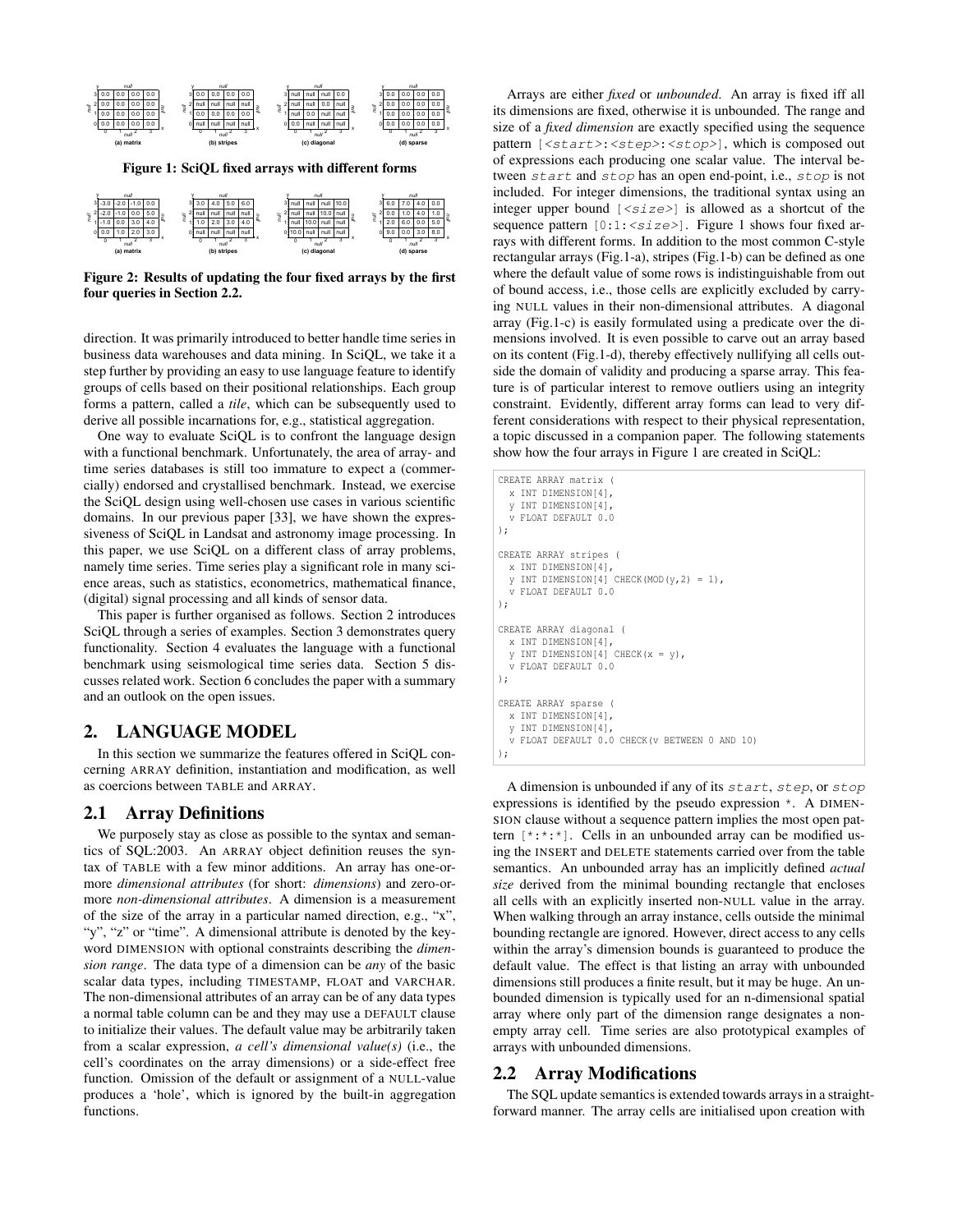**Figure 1: SciQL fixed arrays with different forms**

**Figure 2: Results of updating the four fixed arrays by the first four queries in Section 2.2.**

direction. It was primarily introduced to better handle time series in business data warehouses and data mining. In SciQL, we take it a step further by providing an easy to use language feature to identify groups of cells based on their positional relationships. Each group forms a pattern, called a *tile*, which can be subsequently used to derive all possible incarnations for, e.g., statistical aggregation.

One way to evaluate SciQL is to confront the language design with a functional benchmark. Unfortunately, the area of array- and time series databases is still too immature to expect a (commercially) endorsed and crystallised benchmark. Instead, we exercise the SciQL design using well-chosen use cases in various scientific domains. In our previous paper [33], we have shown the expressiveness of SciQL in Landsat and astronomy image processing. In this paper, we use SciQL on a different class of array problems, namely time series. Time series play a significant role in many science areas, such as statistics, econometrics, mathematical finance, (digital) signal processing and all kinds of sensor data.

This paper is further organised as follows. Section 2 introduces SciQL through a series of examples. Section 3 demonstrates query functionality. Section 4 evaluates the language with a functional benchmark using seismological time series data. Section 5 discusses related work. Section 6 concludes the paper with a summary and an outlook on the open issues.

## 2. LANGUAGE MODEL

In this section we summarize the features offered in SciQL concerning ARRAY definition, instantiation and modification, as well as coercions between TABLE and ARRAY.

### 2.1 Array Definitions

We purposely stay as close as possible to the syntax and semantics of SQL:2003. An ARRAY object definition reuses the syntax of TABLE with a few minor additions. An array has one-or-more *dimensional attributes* (for short: *dimensions*) and zero-or-more *non-dimensional attributes*. A dimension is a measurement of the size of the array in a particular named direction, e.g., "x", "y", "z" or "time". A dimensional attribute is denoted by the keyword DIMENSION with optional constraints describing the *dimension range*. The data type of a dimension can be *any* of the basic scalar data types, including TIMESTAMP, FLOAT and VARCHAR. The non-dimensional attributes of an array can be of any data types a normal table column can be and they may use a DEFAULT clause to initialize their values. The default value may be arbitrarily taken from a scalar expression, *a cell's dimensional value(s)* (i.e., the cell's coordinates on the array dimensions) or a side-effect free function. Omission of the default or assignment of a NULL-value produces a 'hole', which is ignored by the built-in aggregation functions.

Arrays are either *fixed* or *unbounded*. An array is fixed iff all its dimensions are fixed, otherwise it is unbounded. The range and size of a *fixed dimension* are exactly specified using the sequence pattern [<start>:<step>:<stop>], which is composed out of expressions each producing one scalar value. The interval between start and stop has an open end-point, i.e., stop is not included. For integer dimensions, the traditional syntax using an integer upper bound [<size>] is allowed as a shortcut of the sequence pattern [0:1:<size>]. Figure 1 shows four fixed arrays with different forms. In addition to the most common C-style rectangular arrays (Fig.1-a), stripes (Fig.1-b) can be defined as one where the default value of some rows is indistinguishable from out of bound access, i.e., those cells are explicitly excluded by carrying NULL values in their non-dimensional attributes. A diagonal array (Fig.1-c) is easily formulated using a predicate over the dimensions involved. It is even possible to carve out an array based on its content (Fig.1-d), thereby effectively nullifying all cells outside the domain of validity and producing a sparse array. This feature is of particular interest to remove outliers using an integrity constraint. Evidently, different array forms can lead to very different considerations with respect to their physical representation, a topic discussed in a companion paper. The following statements show how the four arrays in Figure 1 are created in SciQL:

```
CREATE ARRAY matrix (
  x INT DIMENSION[4],
  y INT DIMENSION[4],
  v FLOAT DEFAULT 0.0
);

CREATE ARRAY stripes (
  x INT DIMENSION[4],
  y INT DIMENSION[4] CHECK(MOD(y,2) = 1),
  v FLOAT DEFAULT 0.0
);

CREATE ARRAY diagonal (
  x INT DIMENSION[4],
  y INT DIMENSION[4] CHECK(x = y),
  v FLOAT DEFAULT 0.0
);

CREATE ARRAY sparse (
  x INT DIMENSION[4],
  y INT DIMENSION[4],
  v FLOAT DEFAULT 0.0 CHECK(v BETWEEN 0 AND 10)
);
```

A dimension is unbounded if any of its start, step, or stop expressions is identified by the pseudo expression *. A DIMENSION clause without a sequence pattern implies the most open pattern [*:*:*]. Cells in an unbounded array can be modified using the INSERT and DELETE statements carried over from the table semantics. An unbounded array has an implicitly defined *actual size* derived from the minimal bounding rectangle that encloses all cells with an explicitly inserted non-NULL value in the array. When walking through an array instance, cells outside the minimal bounding rectangle are ignored. However, direct access to any cells within the array's dimension bounds is guaranteed to produce the default value. The effect is that listing an array with unbounded dimensions still produces a finite result, but it may be huge. An unbounded dimension is typically used for an n-dimensional spatial array where only part of the dimension range designates a non-empty array cell. Time series are also prototypical examples of arrays with unbounded dimensions.

### 2.2 Array Modifications

The SQL update semantics is extended towards arrays in a straightforward manner. The array cells are initialised upon creation with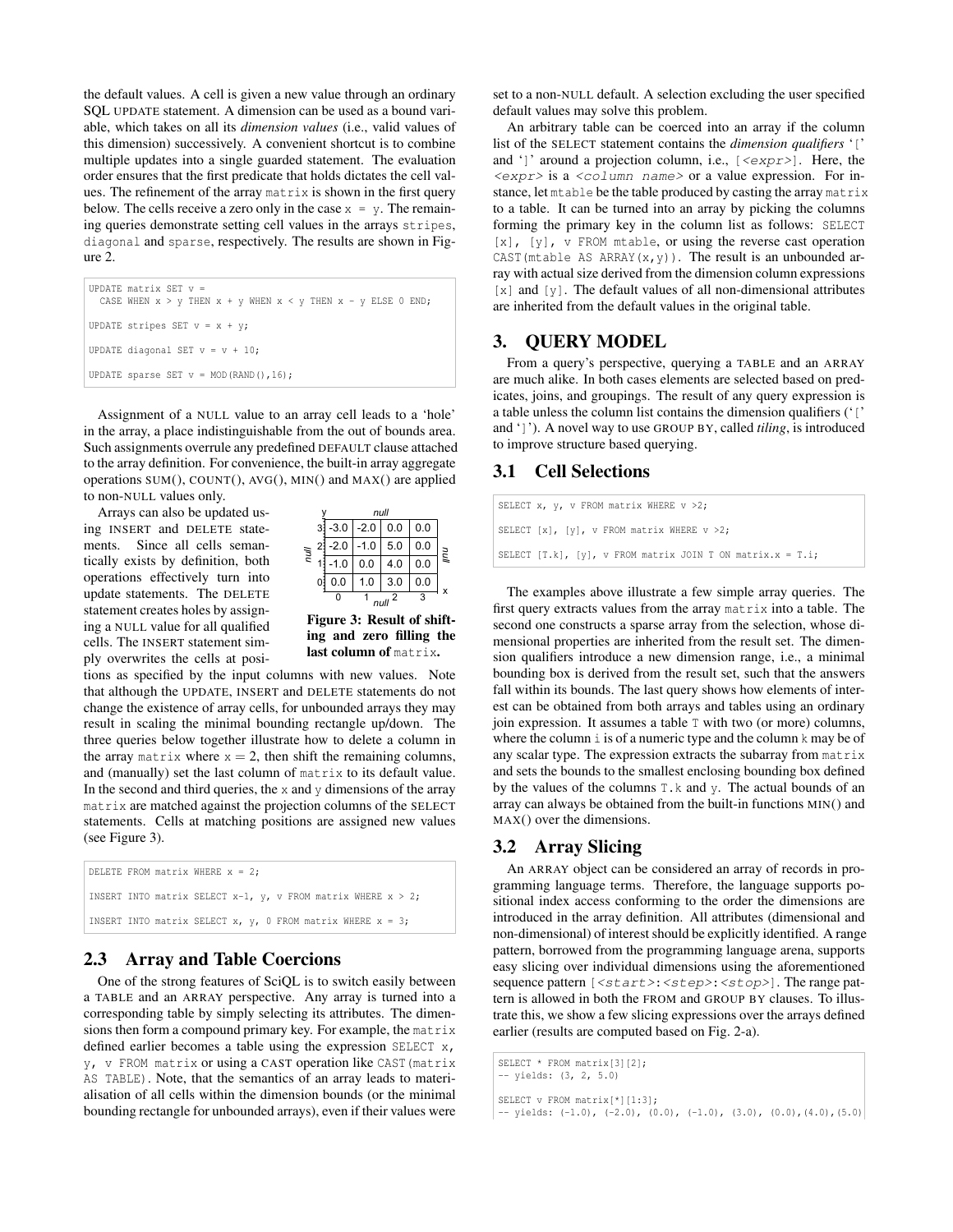the default values. A cell is given a new value through an ordinary SQL UPDATE statement. A dimension can be used as a bound variable, which takes on all its *dimension values* (i.e., valid values of this dimension) successively. A convenient shortcut is to combine multiple updates into a single guarded statement. The evaluation order ensures that the first predicate that holds dictates the cell values. The refinement of the array `matrix` is shown in the first query below. The cells receive a zero only in the case `x = y`. The remaining queries demonstrate setting cell values in the arrays `stripes`, `diagonal` and `sparse`, respectively. The results are shown in Figure 2.

```
UPDATE matrix SET v =
  CASE WHEN x > y THEN x + y WHEN x < y THEN x - y ELSE 0 END;

UPDATE stripes SET v = x + y;

UPDATE diagonal SET v = v + 10;

UPDATE sparse SET v = MOD(RAND(),16);
```

Assignment of a NULL value to an array cell leads to a 'hole' in the array, a place indistinguishable from the out of bounds area. Such assignments overrule any predefined DEFAULT clause attached to the array definition. For convenience, the built-in array aggregate operations SUM(), COUNT(), AVG(), MIN() and MAX() are applied to non-NULL values only.

Arrays can also be updated using INSERT and DELETE statements. Since all cells semantically exists by definition, both operations effectively turn into update statements. The DELETE statement creates holes by assigning a NULL value for all qualified cells. The INSERT statement simply overwrites the cells at positions as specified by the input columns with new values. Note that although the UPDATE, INSERT and DELETE statements do not change the existence of array cells, for unbounded arrays they may result in scaling the minimal bounding rectangle up/down. The three queries below together illustrate how to delete a column in the array `matrix` where $x = 2$, then shift the remaining columns, and (manually) set the last column of `matrix` to its default value. In the second and third queries, the `x` and `y` dimensions of the array `matrix` are matched against the projection columns of the SELECT statements. Cells at matching positions are assigned new values (see Figure 3).

| y | 0 | 1 | 2 | 3 |
|---|---|---|---|---|
| 3 | -3.0 | -2.0 | 0.0 | 0.0 |
| 2 | -2.0 | -1.0 | 5.0 | 0.0 |
| 1 | -1.0 | 0.0 | 4.0 | 0.0 |
| 0 | 0.0 | 1.0 | 3.0 | 0.0 |

**Figure 3: Result of shifting and zero filling the last column of `matrix`.**

```
DELETE FROM matrix WHERE x = 2;

INSERT INTO matrix SELECT x-1, y, v FROM matrix WHERE x > 2;

INSERT INTO matrix SELECT x, y, 0 FROM matrix WHERE x = 3;
```

## 2.3 Array and Table Coercions

One of the strong features of SciQL is to switch easily between a TABLE and an ARRAY perspective. Any array is turned into a corresponding table by simply selecting its attributes. The dimensions then form a compound primary key. For example, the `matrix` defined earlier becomes a table using the expression `SELECT x, y, v FROM matrix` or using a CAST operation like `CAST(matrix AS TABLE)`. Note, that the semantics of an array leads to materialisation of all cells within the dimension bounds (or the minimal bounding rectangle for unbounded arrays), even if their values were set to a non-NULL default. A selection excluding the user specified default values may solve this problem.

An arbitrary table can be coerced into an array if the column list of the SELECT statement contains the *dimension qualifiers* '[' and ']' around a projection column, i.e., `[<expr>]`. Here, the `<expr>` is a `<column name>` or a value expression. For instance, let `mtable` be the table produced by casting the array `matrix` to a table. It can be turned into an array by picking the columns forming the primary key in the column list as follows: `SELECT [x], [y], v FROM mtable`, or using the reverse cast operation `CAST(mtable AS ARRAY(x,y))`. The result is an unbounded array with actual size derived from the dimension column expressions `[x]` and `[y]`. The default values of all non-dimensional attributes are inherited from the default values in the original table.

# 3. QUERY MODEL

From a query's perspective, querying a TABLE and an ARRAY are much alike. In both cases elements are selected based on predicates, joins, and groupings. The result of any query expression is a table unless the column list contains the dimension qualifiers ('[' and ']'). A novel way to use GROUP BY, called *tiling*, is introduced to improve structure based querying.

## 3.1 Cell Selections

```
SELECT x, y, v FROM matrix WHERE v >2;

SELECT [x], [y], v FROM matrix WHERE v >2;

SELECT [T.k], [y], v FROM matrix JOIN T ON matrix.x = T.i;
```

The examples above illustrate a few simple array queries. The first query extracts values from the array `matrix` into a table. The second one constructs a sparse array from the selection, whose dimensional properties are inherited from the result set. The dimension qualifiers introduce a new dimension range, i.e., a minimal bounding box is derived from the result set, such that the answers fall within its bounds. The last query shows how elements of interest can be obtained from both arrays and tables using an ordinary join expression. It assumes a table `T` with two (or more) columns, where the column `i` is of a numeric type and the column `k` may be of any scalar type. The expression extracts the subarray from `matrix` and sets the bounds to the smallest enclosing bounding box defined by the values of the columns `T.k` and `y`. The actual bounds of an array can always be obtained from the built-in functions MIN() and MAX() over the dimensions.

## 3.2 Array Slicing

An ARRAY object can be considered an array of records in programming language terms. Therefore, the language supports positional index access conforming to the order the dimensions are introduced in the array definition. All attributes (dimensional and non-dimensional) of interest should be explicitly identified. A range pattern, borrowed from the programming language arena, supports easy slicing over individual dimensions using the aforementioned sequence pattern `[<start>:<step>:<stop>]`. The range pattern is allowed in both the FROM and GROUP BY clauses. To illustrate this, we show a few slicing expressions over the arrays defined earlier (results are computed based on Fig. 2-a).

```
SELECT * FROM matrix[3][2];
-- yields: (3, 2, 5.0)

SELECT v FROM matrix[*][1:3];
-- yields: (-1.0), (-2.0), (0.0), (-1.0), (3.0), (0.0),(4.0),(5.0)
```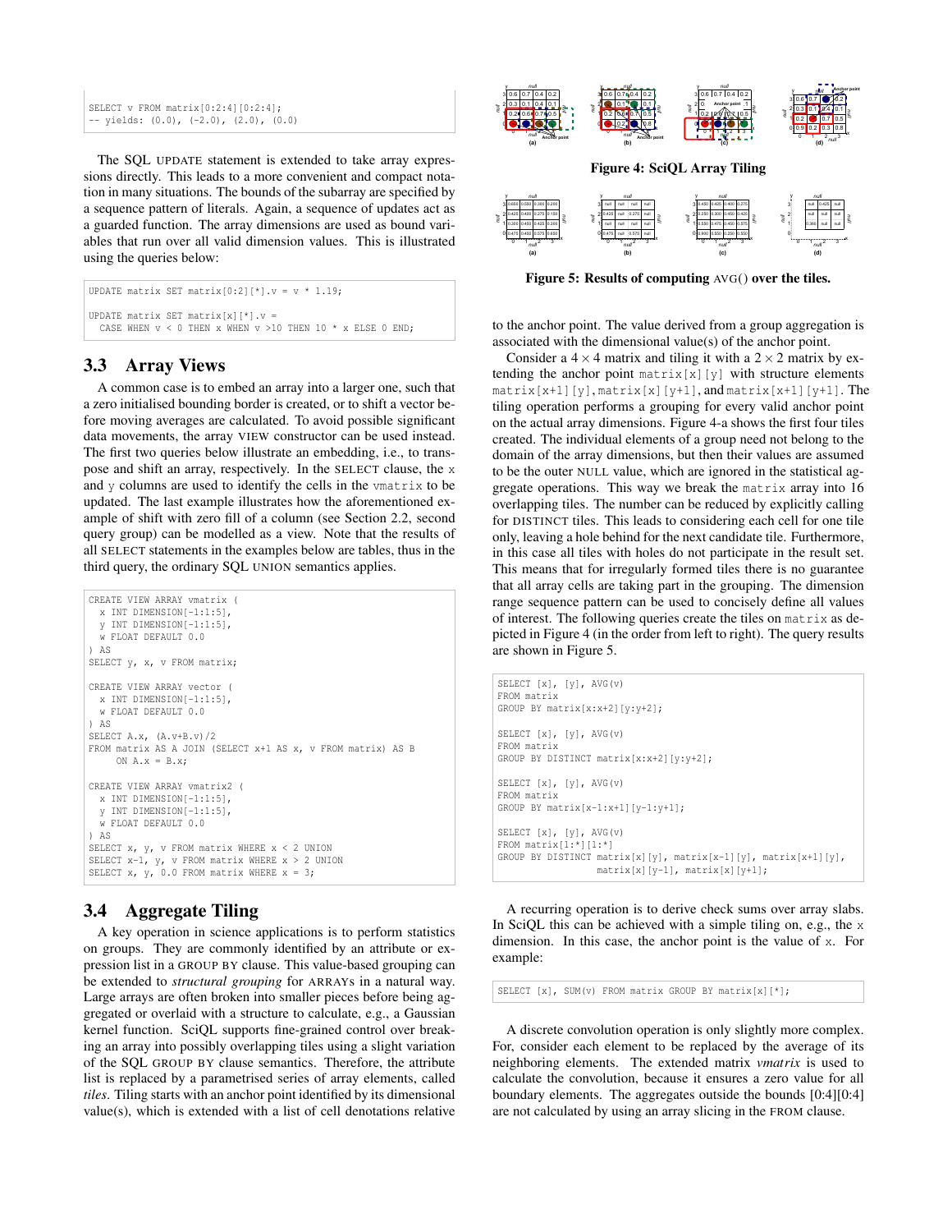```
SELECT v FROM matrix[0:2:4][0:2:4];
-- yields: (0.0), (-2.0), (2.0), (0.0)
```

The SQL UPDATE statement is extended to take array expressions directly. This leads to a more convenient and compact notation in many situations. The bounds of the subarray are specified by a sequence pattern of literals. Again, a sequence of updates act as a guarded function. The array dimensions are used as bound variables that run over all valid dimension values. This is illustrated using the queries below:

```
UPDATE matrix SET matrix[0:2][*].v = v * 1.19;

UPDATE matrix SET matrix[x][*].v =
  CASE WHEN v < 0 THEN x WHEN v >10 THEN 10 * x ELSE 0 END;
```

## 3.3 Array Views

A common case is to embed an array into a larger one, such that a zero initialised bounding border is created, or to shift a vector before moving averages are calculated. To avoid possible significant data movements, the array VIEW constructor can be used instead. The first two queries below illustrate an embedding, i.e., to transpose and shift an array, respectively. In the SELECT clause, the x and y columns are used to identify the cells in the vmatrix to be updated. The last example illustrates how the aforementioned example of shift with zero fill of a column (see Section 2.2, second query group) can be modelled as a view. Note that the results of all SELECT statements in the examples below are tables, thus in the third query, the ordinary SQL UNION semantics applies.

```
CREATE VIEW ARRAY vmatrix (
  x INT DIMENSION[-1:1:5],
  y INT DIMENSION[-1:1:5],
  w FLOAT DEFAULT 0.0
) AS
SELECT y, x, v FROM matrix;

CREATE VIEW ARRAY vector (
  x INT DIMENSION[-1:1:5],
  w FLOAT DEFAULT 0.0
) AS
SELECT A.x, (A.v+B.v)/2
FROM matrix AS A JOIN (SELECT x+1 AS x, v FROM matrix) AS B
     ON A.x = B.x;

CREATE VIEW ARRAY vmatrix2 (
  x INT DIMENSION[-1:1:5],
  y INT DIMENSION[-1:1:5],
  w FLOAT DEFAULT 0.0
) AS
SELECT x, y, v FROM matrix WHERE x < 2 UNION
SELECT x-1, y, v FROM matrix WHERE x > 2 UNION
SELECT x, y, 0.0 FROM matrix WHERE x = 3;
```

## 3.4 Aggregate Tiling

A key operation in science applications is to perform statistics on groups. They are commonly identified by an attribute or expression list in a GROUP BY clause. This value-based grouping can be extended to *structural grouping* for ARRAYs in a natural way. Large arrays are often broken into smaller pieces before being aggregated or overlaid with a structure to calculate, e.g., a Gaussian kernel function. SciQL supports fine-grained control over breaking an array into possibly overlapping tiles using a slight variation of the SQL GROUP BY clause semantics. Therefore, the attribute list is replaced by a parametrised series of array elements, called *tiles*. Tiling starts with an anchor point identified by its dimensional value(s), which is extended with a list of cell denotations relative to the anchor point. The value derived from a group aggregation is associated with the dimensional value(s) of the anchor point.

**Figure 4: SciQL Array Tiling**

**Figure 5: Results of computing AVG() over the tiles.**

Consider a $4 \times 4$ matrix and tiling it with a $2 \times 2$ matrix by extending the anchor point matrix[x][y] with structure elements matrix[x+1][y], matrix[x][y+1], and matrix[x+1][y+1]. The tiling operation performs a grouping for every valid anchor point on the actual array dimensions. Figure 4-a shows the first four tiles created. The individual elements of a group need not belong to the domain of the array dimensions, but then their values are assumed to be the outer NULL value, which are ignored in the statistical aggregate operations. This way we break the matrix array into 16 overlapping tiles. The number can be reduced by explicitly calling for DISTINCT tiles. This leads to considering each cell for one tile only, leaving a hole behind for the next candidate tile. Furthermore, in this case all tiles with holes do not participate in the result set. This means that for irregularly formed tiles there is no guarantee that all array cells are taking part in the grouping. The dimension range sequence pattern can be used to concisely define all values of interest. The following queries create the tiles on matrix as depicted in Figure 4 (in the order from left to right). The query results are shown in Figure 5.

```
SELECT [x], [y], AVG(v)
FROM matrix
GROUP BY matrix[x:x+2][y:y+2];

SELECT [x], [y], AVG(v)
FROM matrix
GROUP BY DISTINCT matrix[x:x+2][y:y+2];

SELECT [x], [y], AVG(v)
FROM matrix
GROUP BY matrix[x-1:x+1][y-1:y+1];

SELECT [x], [y], AVG(v)
FROM matrix[1:*][1:*]
GROUP BY DISTINCT matrix[x][y], matrix[x-1][y], matrix[x+1][y],
                  matrix[x][y-1], matrix[x][y+1];
```

A recurring operation is to derive check sums over array slabs. In SciQL this can be achieved with a simple tiling on, e.g., the x dimension. In this case, the anchor point is the value of x. For example:

```
SELECT [x], SUM(v) FROM matrix GROUP BY matrix[x][*];
```

A discrete convolution operation is only slightly more complex. For, consider each element to be replaced by the average of its neighboring elements. The extended matrix *vmatrix* is used to calculate the convolution, because it ensures a zero value for all boundary elements. The aggregates outside the bounds [0:4][0:4] are not calculated by using an array slicing in the FROM clause.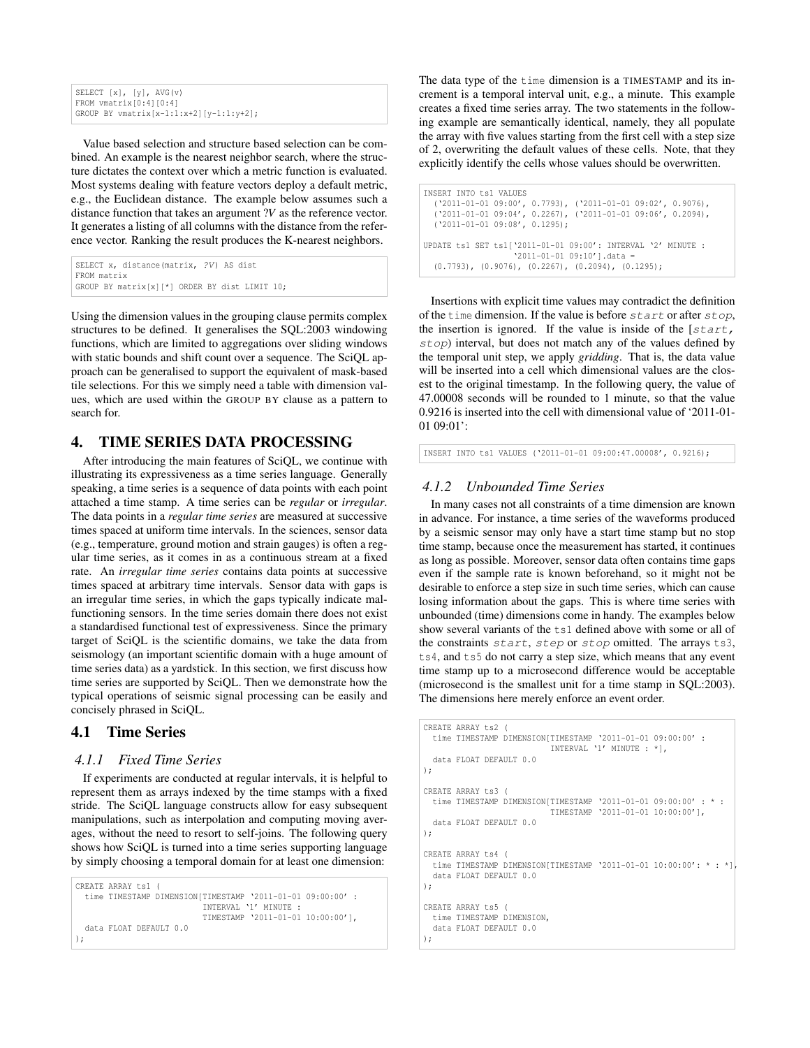```
SELECT [x], [y], AVG(v)
FROM vmatrix[0:4][0:4]
GROUP BY vmatrix[x-1:1:x+2][y-1:1:y+2];
```

Value based selection and structure based selection can be combined. An example is the nearest neighbor search, where the structure dictates the context over which a metric function is evaluated. Most systems dealing with feature vectors deploy a default metric, e.g., the Euclidean distance. The example below assumes such a distance function that takes an argument *?V* as the reference vector. It generates a listing of all columns with the distance from the reference vector. Ranking the result produces the K-nearest neighbors.

```
SELECT x, distance(matrix, ?V) AS dist
FROM matrix
GROUP BY matrix[x][*] ORDER BY dist LIMIT 10;
```

Using the dimension values in the grouping clause permits complex structures to be defined. It generalises the SQL:2003 windowing functions, which are limited to aggregations over sliding windows with static bounds and shift count over a sequence. The SciQL approach can be generalised to support the equivalent of mask-based tile selections. For this we simply need a table with dimension values, which are used within the GROUP BY clause as a pattern to search for.

## 4. TIME SERIES DATA PROCESSING

After introducing the main features of SciQL, we continue with illustrating its expressiveness as a time series language. Generally speaking, a time series is a sequence of data points with each point attached a time stamp. A time series can be *regular* or *irregular*. The data points in a *regular time series* are measured at successive times spaced at uniform time intervals. In the sciences, sensor data (e.g., temperature, ground motion and strain gauges) is often a regular time series, as it comes in as a continuous stream at a fixed rate. An *irregular time series* contains data points at successive times spaced at arbitrary time intervals. Sensor data with gaps is an irregular time series, in which the gaps typically indicate malfunctioning sensors. In the time series domain there does not exist a standardised functional test of expressiveness. Since the primary target of SciQL is the scientific domains, we take the data from seismology (an important scientific domain with a huge amount of time series data) as a yardstick. In this section, we first discuss how time series are supported by SciQL. Then we demonstrate how the typical operations of seismic signal processing can be easily and concisely phrased in SciQL.

### 4.1 Time Series

#### 4.1.1 Fixed Time Series

If experiments are conducted at regular intervals, it is helpful to represent them as arrays indexed by the time stamps with a fixed stride. The SciQL language constructs allow for easy subsequent manipulations, such as interpolation and computing moving averages, without the need to resort to self-joins. The following query shows how SciQL is turned into a time series supporting language by simply choosing a temporal domain for at least one dimension:

```
CREATE ARRAY ts1 (
  time TIMESTAMP DIMENSION[TIMESTAMP '2011-01-01 09:00:00' :
                           INTERVAL '1' MINUTE :
                           TIMESTAMP '2011-01-01 10:00:00'],
  data FLOAT DEFAULT 0.0
);
```

The data type of the time dimension is a TIMESTAMP and its increment is a temporal interval unit, e.g., a minute. This example creates a fixed time series array. The two statements in the following example are semantically identical, namely, they all populate the array with five values starting from the first cell with a step size of 2, overwriting the default values of these cells. Note, that they explicitly identify the cells whose values should be overwritten.

```
INSERT INTO ts1 VALUES
  ('2011-01-01 09:00', 0.7793), ('2011-01-01 09:02', 0.9076),
  ('2011-01-01 09:04', 0.2267), ('2011-01-01 09:06', 0.2094),
  ('2011-01-01 09:08', 0.1295);

UPDATE ts1 SET ts1['2011-01-01 09:00': INTERVAL '2' MINUTE :
                   '2011-01-01 09:10'].data =
  (0.7793), (0.9076), (0.2267), (0.2094), (0.1295);
```

Insertions with explicit time values may contradict the definition of the time dimension. If the value is before *start* or after *stop*, the insertion is ignored. If the value is inside of the [*start*, *stop*) interval, but does not match any of the values defined by the temporal unit step, we apply *gridding*. That is, the data value will be inserted into a cell which dimensional values are the closest to the original timestamp. In the following query, the value of 47.00008 seconds will be rounded to 1 minute, so that the value 0.9216 is inserted into the cell with dimensional value of '2011-01-01 09:01':

```
INSERT INTO ts1 VALUES ('2011-01-01 09:00:47.00008', 0.9216);
```

#### 4.1.2 Unbounded Time Series

In many cases not all constraints of a time dimension are known in advance. For instance, a time series of the waveforms produced by a seismic sensor may only have a start time stamp but no stop time stamp, because once the measurement has started, it continues as long as possible. Moreover, sensor data often contains time gaps even if the sample rate is known beforehand, so it might not be desirable to enforce a step size in such time series, which can cause losing information about the gaps. This is where time series with unbounded (time) dimensions come in handy. The examples below show several variants of the ts1 defined above with some or all of the constraints *start*, *step* or *stop* omitted. The arrays ts3, ts4, and ts5 do not carry a step size, which means that any event time stamp up to a microsecond difference would be acceptable (microsecond is the smallest unit for a time stamp in SQL:2003). The dimensions here merely enforce an event order.

```
CREATE ARRAY ts2 (
  time TIMESTAMP DIMENSION[TIMESTAMP '2011-01-01 09:00:00' :
                           INTERVAL '1' MINUTE : *],
  data FLOAT DEFAULT 0.0
);

CREATE ARRAY ts3 (
  time TIMESTAMP DIMENSION[TIMESTAMP '2011-01-01 09:00:00' : * :
                           TIMESTAMP '2011-01-01 10:00:00'],
  data FLOAT DEFAULT 0.0
);

CREATE ARRAY ts4 (
  time TIMESTAMP DIMENSION[TIMESTAMP '2011-01-01 10:00:00': * : *],
  data FLOAT DEFAULT 0.0
);

CREATE ARRAY ts5 (
  time TIMESTAMP DIMENSION,
  data FLOAT DEFAULT 0.0
);
```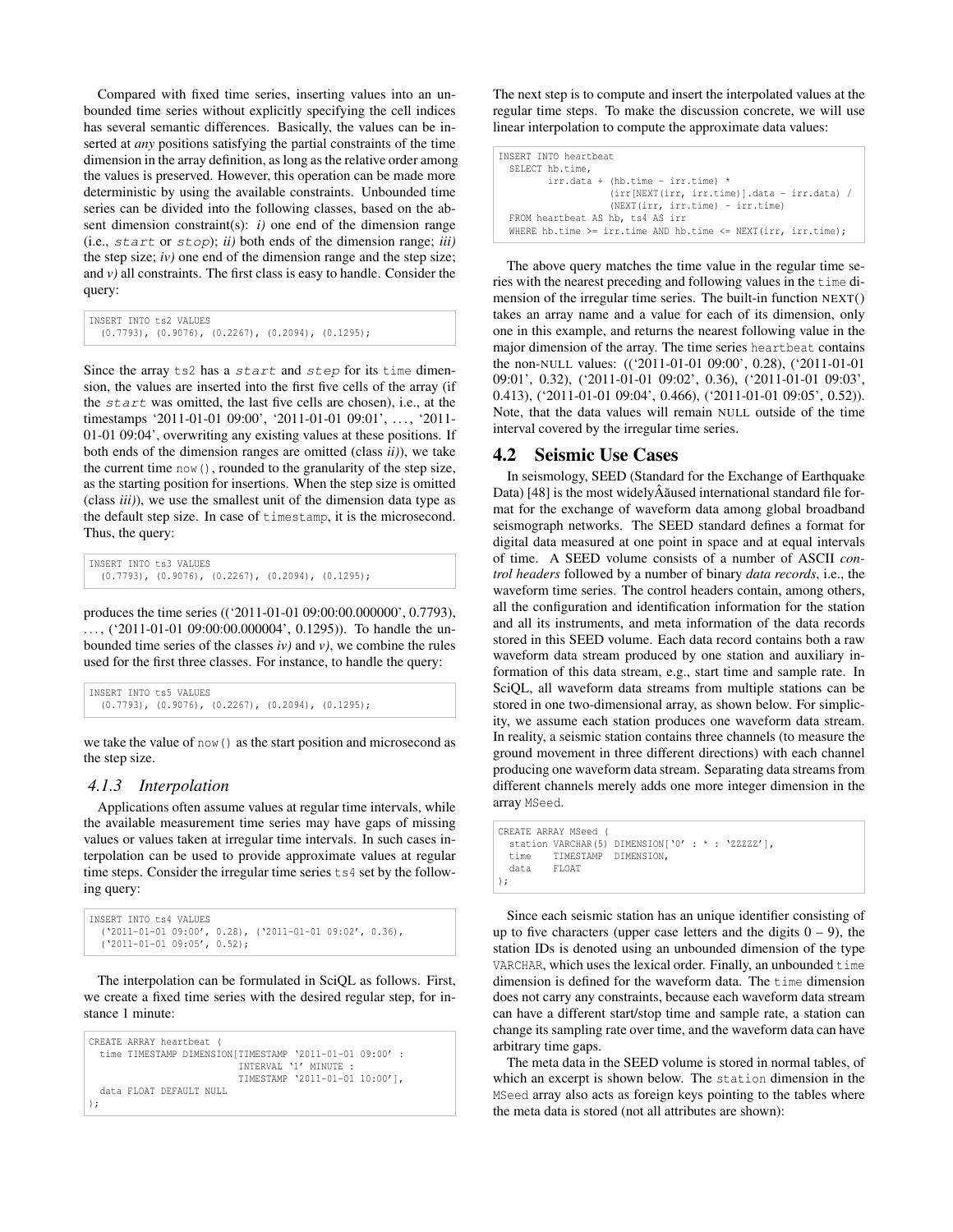Compared with fixed time series, inserting values into an unbounded time series without explicitly specifying the cell indices has several semantic differences. Basically, the values can be inserted at *any* positions satisfying the partial constraints of the time dimension in the array definition, as long as the relative order among the values is preserved. However, this operation can be made more deterministic by using the available constraints. Unbounded time series can be divided into the following classes, based on the absent dimension constraint(s): *i)* one end of the dimension range (i.e., *start* or *stop*); *ii)* both ends of the dimension range; *iii)* the step size; *iv)* one end of the dimension range and the step size; and *v)* all constraints. The first class is easy to handle. Consider the query:

```
INSERT INTO ts2 VALUES
  (0.7793), (0.9076), (0.2267), (0.2094), (0.1295);
```

Since the array ts2 has a *start* and *step* for its time dimension, the values are inserted into the first five cells of the array (if the *start* was omitted, the last five cells are chosen), i.e., at the timestamps '2011-01-01 09:00', '2011-01-01 09:01', ..., '2011-01-01 09:04', overwriting any existing values at these positions. If both ends of the dimension ranges are omitted (class *ii)*), we take the current time now(), rounded to the granularity of the step size, as the starting position for insertions. When the step size is omitted (class *iii)*), we use the smallest unit of the dimension data type as the default step size. In case of timestamp, it is the microsecond. Thus, the query:

```
INSERT INTO ts3 VALUES
  (0.7793), (0.9076), (0.2267), (0.2094), (0.1295);
```

produces the time series (('2011-01-01 09:00:00.000000', 0.7793), ..., ('2011-01-01 09:00:00.000004', 0.1295)). To handle the unbounded time series of the classes *iv)* and *v)*, we combine the rules used for the first three classes. For instance, to handle the query:

```
INSERT INTO ts5 VALUES
  (0.7793), (0.9076), (0.2267), (0.2094), (0.1295);
```

we take the value of now() as the start position and microsecond as the step size.

#### 4.1.3 Interpolation

Applications often assume values at regular time intervals, while the available measurement time series may have gaps of missing values or values taken at irregular time intervals. In such cases interpolation can be used to provide approximate values at regular time steps. Consider the irregular time series ts4 set by the following query:

```
INSERT INTO ts4 VALUES
  ('2011-01-01 09:00', 0.28), ('2011-01-01 09:02', 0.36),
  ('2011-01-01 09:05', 0.52);
```

The interpolation can be formulated in SciQL as follows. First, we create a fixed time series with the desired regular step, for instance 1 minute:

```
CREATE ARRAY heartbeat (
  time TIMESTAMP DIMENSION[TIMESTAMP '2011-01-01 09:00' :
                           INTERVAL '1' MINUTE :
                           TIMESTAMP '2011-01-01 10:00'],
  data FLOAT DEFAULT NULL
);
```

The next step is to compute and insert the interpolated values at the regular time steps. To make the discussion concrete, we will use linear interpolation to compute the approximate data values:

```
INSERT INTO heartbeat
  SELECT hb.time,
         irr.data + (hb.time - irr.time) *
                    (irr[NEXT(irr, irr.time)].data - irr.data) /
                    (NEXT(irr, irr.time) - irr.time)
  FROM heartbeat AS hb, ts4 AS irr
  WHERE hb.time >= irr.time AND hb.time <= NEXT(irr, irr.time);
```

The above query matches the time value in the regular time series with the nearest preceding and following values in the time dimension of the irregular time series. The built-in function NEXT() takes an array name and a value for each of its dimension, only one in this example, and returns the nearest following value in the major dimension of the array. The time series heartbeat contains the non-NULL values: (('2011-01-01 09:00', 0.28), ('2011-01-01 09:01', 0.32), ('2011-01-01 09:02', 0.36), ('2011-01-01 09:03', 0.413), ('2011-01-01 09:04', 0.466), ('2011-01-01 09:05', 0.52)). Note, that the data values will remain NULL outside of the time interval covered by the irregular time series.

### 4.2 Seismic Use Cases

In seismology, SEED (Standard for the Exchange of Earthquake Data) [48] is the most widelyÂăused international standard file format for the exchange of waveform data among global broadband seismograph networks. The SEED standard defines a format for digital data measured at one point in space and at equal intervals of time. A SEED volume consists of a number of ASCII *control headers* followed by a number of binary *data records*, i.e., the waveform time series. The control headers contain, among others, all the configuration and identification information for the station and all its instruments, and meta information of the data records stored in this SEED volume. Each data record contains both a raw waveform data stream produced by one station and auxiliary information of this data stream, e.g., start time and sample rate. In SciQL, all waveform data streams from multiple stations can be stored in one two-dimensional array, as shown below. For simplicity, we assume each station produces one waveform data stream. In reality, a seismic station contains three channels (to measure the ground movement in three different directions) with each channel producing one waveform data stream. Separating data streams from different channels merely adds one more integer dimension in the array MSeed.

```
CREATE ARRAY MSeed (
  station VARCHAR(5) DIMENSION['0' : * : 'ZZZZZ'],
  time    TIMESTAMP  DIMENSION,
  data    FLOAT
);
```

Since each seismic station has an unique identifier consisting of up to five characters (upper case letters and the digits 0 – 9), the station IDs is denoted using an unbounded dimension of the type VARCHAR, which uses the lexical order. Finally, an unbounded time dimension is defined for the waveform data. The time dimension does not carry any constraints, because each waveform data stream can have a different start/stop time and sample rate, a station can change its sampling rate over time, and the waveform data can have arbitrary time gaps.

The meta data in the SEED volume is stored in normal tables, of which an excerpt is shown below. The station dimension in the MSeed array also acts as foreign keys pointing to the tables where the meta data is stored (not all attributes are shown):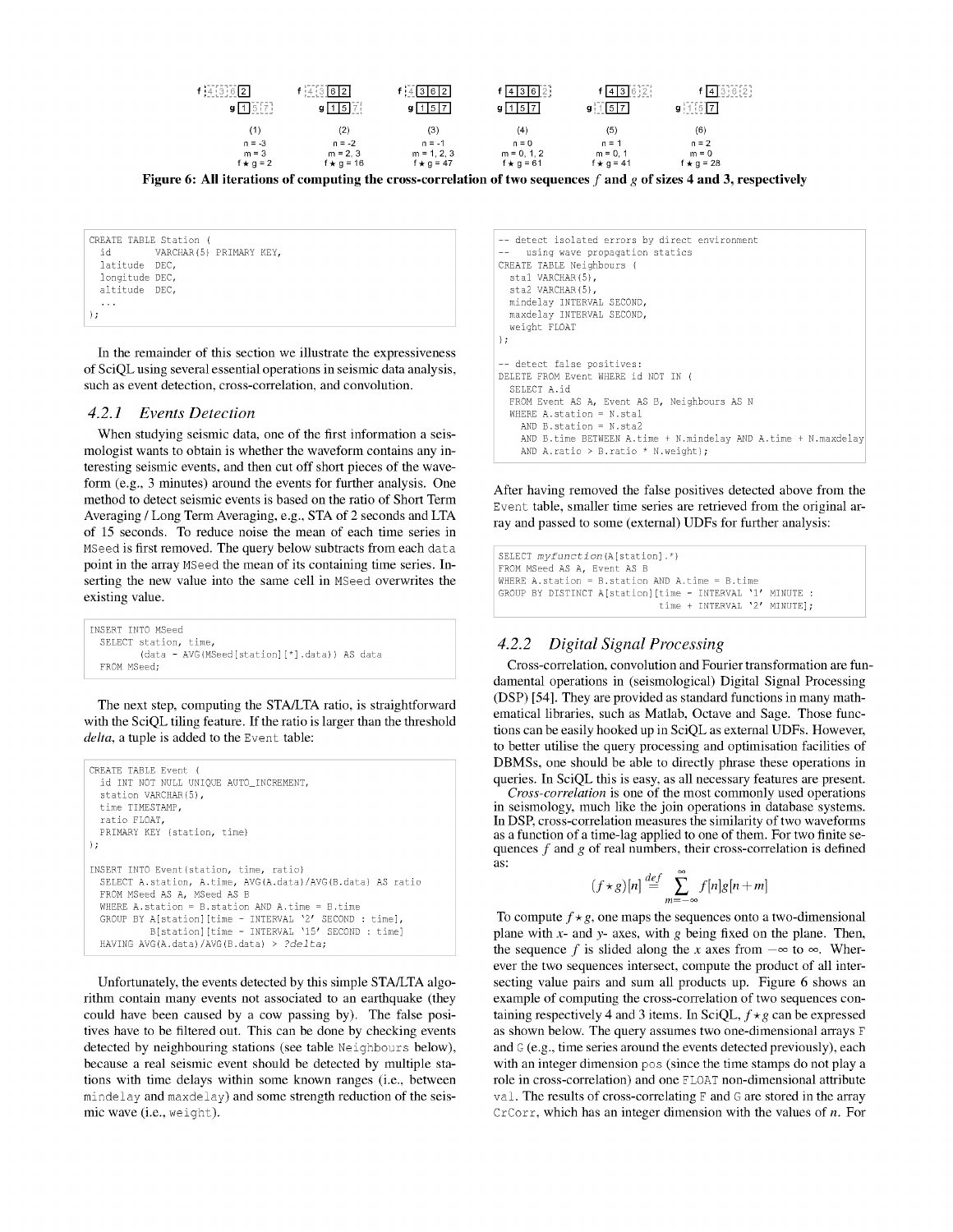| | (1) | (2) | (3) | (4) | (5) | (6) |
|---|---|---|---|---|---|---|
| | n = -3 | n = -2 | n = -1 | n = 0 | n = 1 | n = 2 |
| | m = 3 | m = 2, 3 | m = 1, 2, 3 | m = 0, 1, 2 | m = 0, 1 | m = 0 |
| | f ⋆ g = 2 | f ⋆ g = 16 | f ⋆ g = 47 | f ⋆ g = 61 | f ⋆ g = 41 | f ⋆ g = 28 |

**Figure 6: All iterations of computing the cross-correlation of two sequences $f$ and $g$ of sizes 4 and 3, respectively**

```
CREATE TABLE Station (
  id        VARCHAR(5) PRIMARY KEY,
  latitude  DEC,
  longitude DEC,
  altitude  DEC,
  ...
);
```

In the remainder of this section we illustrate the expressiveness of SciQL using several essential operations in seismic data analysis, such as event detection, cross-correlation, and convolution.

#### 4.2.1 Events Detection

When studying seismic data, one of the first information a seismologist wants to obtain is whether the waveform contains any interesting seismic events, and then cut off short pieces of the waveform (e.g., 3 minutes) around the events for further analysis. One method to detect seismic events is based on the ratio of Short Term Averaging / Long Term Averaging, e.g., STA of 2 seconds and LTA of 15 seconds. To reduce noise the mean of each time series in `MSeed` is first removed. The query below subtracts from each `data` point in the array `MSeed` the mean of its containing time series. Inserting the new value into the same cell in `MSeed` overwrites the existing value.

```
INSERT INTO MSeed
  SELECT station, time,
         (data - AVG(MSeed[station][*].data)) AS data
  FROM MSeed;
```

The next step, computing the STA/LTA ratio, is straightforward with the SciQL tiling feature. If the ratio is larger than the threshold *delta*, a tuple is added to the `Event` table:

```
CREATE TABLE Event (
  id INT NOT NULL UNIQUE AUTO_INCREMENT,
  station VARCHAR(5),
  time TIMESTAMP,
  ratio FLOAT,
  PRIMARY KEY (station, time)
);

INSERT INTO Event(station, time, ratio)
  SELECT A.station, A.time, AVG(A.data)/AVG(B.data) AS ratio
  FROM MSeed AS A, MSeed AS B
  WHERE A.station = B.station AND A.time = B.time
  GROUP BY A[station][time - INTERVAL '2' SECOND : time],
           B[station][time - INTERVAL '15' SECOND : time]
  HAVING AVG(A.data)/AVG(B.data) > ?delta;
```

Unfortunately, the events detected by this simple STA/LTA algorithm contain many events not associated to an earthquake (they could have been caused by a cow passing by). The false positives have to be filtered out. This can be done by checking events detected by neighbouring stations (see table `Neighbours` below), because a real seismic event should be detected by multiple stations with time delays within some known ranges (i.e., between `mindelay` and `maxdelay`) and some strength reduction of the seismic wave (i.e., `weight`).

```
-- detect isolated errors by direct environment
--   using wave propagation statics
CREATE TABLE Neighbours (
  sta1 VARCHAR(5),
  sta2 VARCHAR(5),
  mindelay INTERVAL SECOND,
  maxdelay INTERVAL SECOND,
  weight FLOAT
);

-- detect false positives:
DELETE FROM Event WHERE id NOT IN (
  SELECT A.id
  FROM Event AS A, Event AS B, Neighbours AS N
  WHERE A.station = N.sta1
    AND B.station = N.sta2
    AND B.time BETWEEN A.time + N.mindelay AND A.time + N.maxdelay
    AND A.ratio > B.ratio * N.weight);
```

After having removed the false positives detected above from the `Event` table, smaller time series are retrieved from the original array and passed to some (external) UDFs for further analysis:

```
SELECT myfunction(A[station].*)
FROM MSeed AS A, Event AS B
WHERE A.station = B.station AND A.time = B.time
GROUP BY DISTINCT A[station][time - INTERVAL '1' MINUTE :
                             time + INTERVAL '2' MINUTE];
```

#### 4.2.2 Digital Signal Processing

Cross-correlation, convolution and Fourier transformation are fundamental operations in (seismological) Digital Signal Processing (DSP) [54]. They are provided as standard functions in many mathematical libraries, such as Matlab, Octave and Sage. Those functions can be easily hooked up in SciQL as external UDFs. However, to better utilise the query processing and optimisation facilities of DBMSs, one should be able to directly phrase these operations in queries. In SciQL this is easy, as all necessary features are present.

*Cross-correlation* is one of the most commonly used operations in seismology, much like the join operations in database systems. In DSP, cross-correlation measures the similarity of two waveforms as a function of a time-lag applied to one of them. For two finite sequences $f$ and $g$ of real numbers, their cross-correlation is defined as:

$$(f \star g)[n] \stackrel{def}{=} \sum_{m=-\infty}^{\infty} f[n]g[n+m]$$

To compute $f \star g$, one maps the sequences onto a two-dimensional plane with $x$- and $y$- axes, with $g$ being fixed on the plane. Then, the sequence $f$ is slided along the $x$ axes from $-\infty$ to $\infty$. Wherever the two sequences intersect, compute the product of all intersecting value pairs and sum all products up. Figure 6 shows an example of computing the cross-correlation of two sequences containing respectively 4 and 3 items. In SciQL, $f \star g$ can be expressed as shown below. The query assumes two one-dimensional arrays `F` and `G` (e.g., time series around the events detected previously), each with an integer dimension `pos` (since the time stamps do not play a role in cross-correlation) and one `FLOAT` non-dimensional attribute `val`. The results of cross-correlating `F` and `G` are stored in the array `CrCorr`, which has an integer dimension with the values of $n$. For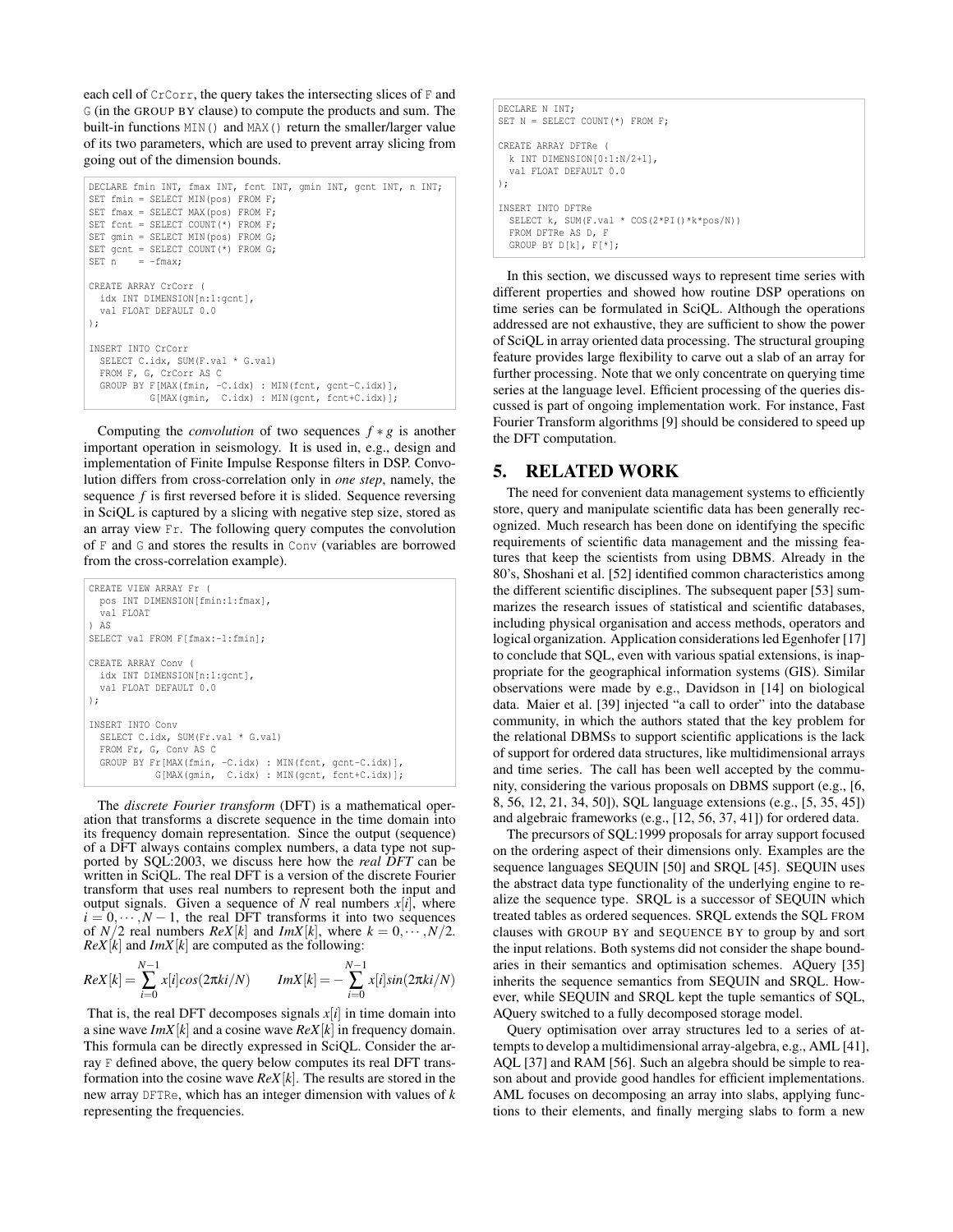each cell of CrCorr, the query takes the intersecting slices of F and G (in the GROUP BY clause) to compute the products and sum. The built-in functions MIN() and MAX() return the smaller/larger value of its two parameters, which are used to prevent array slicing from going out of the dimension bounds.

```
DECLARE fmin INT, fmax INT, fcnt INT, gmin INT, gcnt INT, n INT;
SET fmin = SELECT MIN(pos) FROM F;
SET fmax = SELECT MAX(pos) FROM F;
SET fcnt = SELECT COUNT(*) FROM F;
SET gmin = SELECT MIN(pos) FROM G;
SET gcnt = SELECT COUNT(*) FROM G;
SET n    = -fmax;

CREATE ARRAY CrCorr (
  idx INT DIMENSION[n:1:gcnt],
  val FLOAT DEFAULT 0.0
);

INSERT INTO CrCorr
  SELECT C.idx, SUM(F.val * G.val)
  FROM F, G, CrCorr AS C
  GROUP BY F[MAX(fmin, -C.idx) : MIN(fcnt, gcnt-C.idx)],
           G[MAX(gmin,  C.idx) : MIN(gcnt, fcnt+C.idx)];
```

Computing the *convolution* of two sequences $f * g$ is another important operation in seismology. It is used in, e.g., design and implementation of Finite Impulse Response filters in DSP. Convolution differs from cross-correlation only in *one step*, namely, the sequence $f$ is first reversed before it is slided. Sequence reversing in SciQL is captured by a slicing with negative step size, stored as an array view Fr. The following query computes the convolution of F and G and stores the results in Conv (variables are borrowed from the cross-correlation example).

```
CREATE VIEW ARRAY Fr (
  pos INT DIMENSION[fmin:1:fmax],
  val FLOAT
) AS
SELECT val FROM F[fmax:-1:fmin];

CREATE ARRAY Conv (
  idx INT DIMENSION[n:1:gcnt],
  val FLOAT DEFAULT 0.0
);

INSERT INTO Conv
  SELECT C.idx, SUM(Fr.val * G.val)
  FROM Fr, G, Conv AS C
  GROUP BY Fr[MAX(fmin, -C.idx) : MIN(fcnt, gcnt-C.idx)],
           G[MAX(gmin,  C.idx) : MIN(gcnt, fcnt+C.idx)];
```

The *discrete Fourier transform* (DFT) is a mathematical operation that transforms a discrete sequence in the time domain into its frequency domain representation. Since the output (sequence) of a DFT always contains complex numbers, a data type not supported by SQL:2003, we discuss here how the *real DFT* can be written in SciQL. The real DFT is a version of the discrete Fourier transform that uses real numbers to represent both the input and output signals. Given a sequence of $N$ real numbers $x[i]$, where $i = 0, \cdots, N-1$, the real DFT transforms it into two sequences of $N/2$ real numbers $ReX[k]$ and $ImX[k]$, where $k = 0, \cdots, N/2$. $ReX[k]$ and $ImX[k]$ are computed as the following:

$$ReX[k] = \sum_{i=0}^{N-1} x[i] cos(2\pi ki/N) \qquad ImX[k] = -\sum_{i=0}^{N-1} x[i] sin(2\pi ki/N)$$

That is, the real DFT decomposes signals $x[i]$ in time domain into a sine wave $ImX[k]$ and a cosine wave $ReX[k]$ in frequency domain. This formula can be directly expressed in SciQL. Consider the array F defined above, the query below computes its real DFT transformation into the cosine wave $ReX[k]$. The results are stored in the new array DFTRe, which has an integer dimension with values of $k$ representing the frequencies.

```
DECLARE N INT;
SET N = SELECT COUNT(*) FROM F;

CREATE ARRAY DFTRe (
  k INT DIMENSION[0:1:N/2+1],
  val FLOAT DEFAULT 0.0
);

INSERT INTO DFTRe
  SELECT k, SUM(F.val * COS(2*PI()*k*pos/N))
  FROM DFTRe AS D, F
  GROUP BY D[k], F[*];
```

In this section, we discussed ways to represent time series with different properties and showed how routine DSP operations on time series can be formulated in SciQL. Although the operations addressed are not exhaustive, they are sufficient to show the power of SciQL in array oriented data processing. The structural grouping feature provides large flexibility to carve out a slab of an array for further processing. Note that we only concentrate on querying time series at the language level. Efficient processing of the queries discussed is part of ongoing implementation work. For instance, Fast Fourier Transform algorithms [9] should be considered to speed up the DFT computation.

## 5. RELATED WORK

The need for convenient data management systems to efficiently store, query and manipulate scientific data has been generally recognized. Much research has been done on identifying the specific requirements of scientific data management and the missing features that keep the scientists from using DBMS. Already in the 80's, Shoshani et al. [52] identified common characteristics among the different scientific disciplines. The subsequent paper [53] summarizes the research issues of statistical and scientific databases, including physical organisation and access methods, operators and logical organization. Application considerations led Egenhofer [17] to conclude that SQL, even with various spatial extensions, is inappropriate for the geographical information systems (GIS). Similar observations were made by e.g., Davidson in [14] on biological data. Maier et al. [39] injected "a call to order" into the database community, in which the authors stated that the key problem for the relational DBMSs to support scientific applications is the lack of support for ordered data structures, like multidimensional arrays and time series. The call has been well accepted by the community, considering the various proposals on DBMS support (e.g., [6, 8, 56, 12, 21, 34, 50]), SQL language extensions (e.g., [5, 35, 45]) and algebraic frameworks (e.g., [12, 56, 37, 41]) for ordered data.

The precursors of SQL:1999 proposals for array support focused on the ordering aspect of their dimensions only. Examples are the sequence languages SEQUIN [50] and SRQL [45]. SEQUIN uses the abstract data type functionality of the underlying engine to realize the sequence type. SRQL is a successor of SEQUIN which treated tables as ordered sequences. SRQL extends the SQL FROM clauses with GROUP BY and SEQUENCE BY to group by and sort the input relations. Both systems did not consider the shape boundaries in their semantics and optimisation schemes. AQuery [35] inherits the sequence semantics from SEQUIN and SRQL. However, while SEQUIN and SRQL kept the tuple semantics of SQL, AQuery switched to a fully decomposed storage model.

Query optimisation over array structures led to a series of attempts to develop a multidimensional array-algebra, e.g., AML [41], AQL [37] and RAM [56]. Such an algebra should be simple to reason about and provide good handles for efficient implementations. AML focuses on decomposing an array into slabs, applying functions to their elements, and finally merging slabs to form a new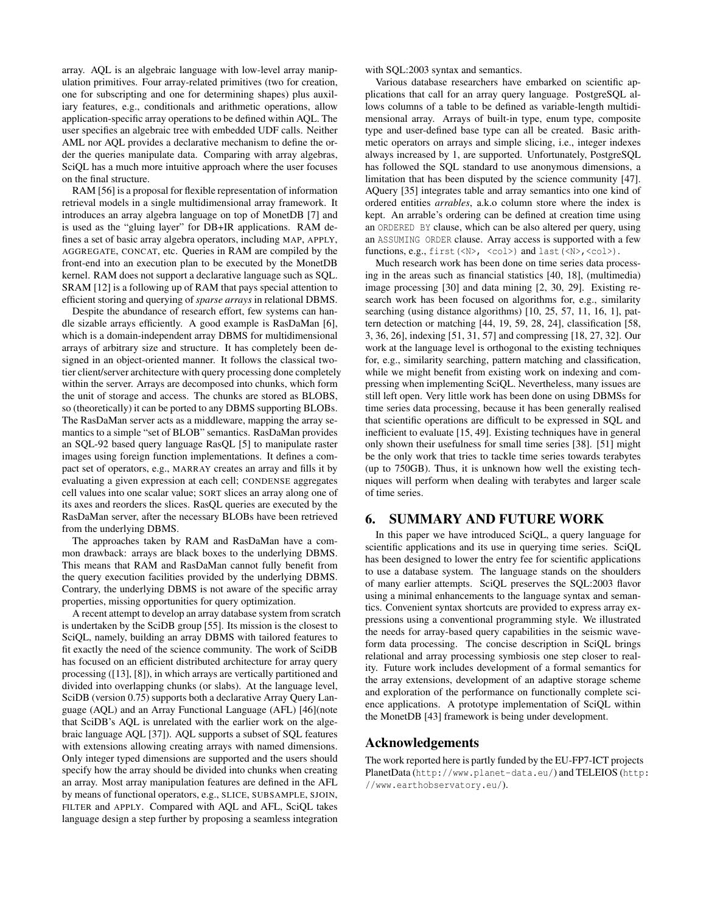array. AQL is an algebraic language with low-level array manipulation primitives. Four array-related primitives (two for creation, one for subscripting and one for determining shapes) plus auxiliary features, e.g., conditionals and arithmetic operations, allow application-specific array operations to be defined within AQL. The user specifies an algebraic tree with embedded UDF calls. Neither AML nor AQL provides a declarative mechanism to define the order the queries manipulate data. Comparing with array algebras, SciQL has a much more intuitive approach where the user focuses on the final structure.

RAM [56] is a proposal for flexible representation of information retrieval models in a single multidimensional array framework. It introduces an array algebra language on top of MonetDB [7] and is used as the "gluing layer" for DB+IR applications. RAM defines a set of basic array algebra operators, including MAP, APPLY, AGGREGATE, CONCAT, etc. Queries in RAM are compiled by the front-end into an execution plan to be executed by the MonetDB kernel. RAM does not support a declarative language such as SQL. SRAM [12] is a following up of RAM that pays special attention to efficient storing and querying of *sparse arrays* in relational DBMS.

Despite the abundance of research effort, few systems can handle sizable arrays efficiently. A good example is RasDaMan [6], which is a domain-independent array DBMS for multidimensional arrays of arbitrary size and structure. It has completely been designed in an object-oriented manner. It follows the classical two-tier client/server architecture with query processing done completely within the server. Arrays are decomposed into chunks, which form the unit of storage and access. The chunks are stored as BLOBS, so (theoretically) it can be ported to any DBMS supporting BLOBs. The RasDaMan server acts as a middleware, mapping the array semantics to a simple "set of BLOB" semantics. RasDaMan provides an SQL-92 based query language RasQL [5] to manipulate raster images using foreign function implementations. It defines a compact set of operators, e.g., MARRAY creates an array and fills it by evaluating a given expression at each cell; CONDENSE aggregates cell values into one scalar value; SORT slices an array along one of its axes and reorders the slices. RasQL queries are executed by the RasDaMan server, after the necessary BLOBs have been retrieved from the underlying DBMS.

The approaches taken by RAM and RasDaMan have a common drawback: arrays are black boxes to the underlying DBMS. This means that RAM and RasDaMan cannot fully benefit from the query execution facilities provided by the underlying DBMS. Contrary, the underlying DBMS is not aware of the specific array properties, missing opportunities for query optimization.

A recent attempt to develop an array database system from scratch is undertaken by the SciDB group [55]. Its mission is the closest to SciQL, namely, building an array DBMS with tailored features to fit exactly the need of the science community. The work of SciDB has focused on an efficient distributed architecture for array query processing ([13], [8]), in which arrays are vertically partitioned and divided into overlapping chunks (or slabs). At the language level, SciDB (version 0.75) supports both a declarative Array Query Language (AQL) and an Array Functional Language (AFL) [46](note that SciDB's AQL is unrelated with the earlier work on the algebraic language AQL [37]). AQL supports a subset of SQL features with extensions allowing creating arrays with named dimensions. Only integer typed dimensions are supported and the users should specify how the array should be divided into chunks when creating an array. Most array manipulation features are defined in the AFL by means of functional operators, e.g., SLICE, SUBSAMPLE, SJOIN, FILTER and APPLY. Compared with AQL and AFL, SciQL takes language design a step further by proposing a seamless integration with SQL:2003 syntax and semantics.

Various database researchers have embarked on scientific applications that call for an array query language. PostgreSQL allows columns of a table to be defined as variable-length multidimensional array. Arrays of built-in type, enum type, composite type and user-defined base type can all be created. Basic arithmetic operators on arrays and simple slicing, i.e., integer indexes always increased by 1, are supported. Unfortunately, PostgreSQL has followed the SQL standard to use anonymous dimensions, a limitation that has been disputed by the science community [47]. AQuery [35] integrates table and array semantics into one kind of ordered entities *arrables*, a.k.o column store where the index is kept. An arrable's ordering can be defined at creation time using an `ORDERED BY` clause, which can be also altered per query, using an `ASSUMING ORDER` clause. Array access is supported with a few functions, e.g., `first(<N>, <col>)` and `last(<N>,<col>)`.

Much research work has been done on time series data processing in the areas such as financial statistics [40, 18], (multimedia) image processing [30] and data mining [2, 30, 29]. Existing research work has been focused on algorithms for, e.g., similarity searching (using distance algorithms) [10, 25, 57, 11, 16, 1], pattern detection or matching [44, 19, 59, 28, 24], classification [58, 3, 36, 26], indexing [51, 31, 57] and compressing [18, 27, 32]. Our work at the language level is orthogonal to the existing techniques for, e.g., similarity searching, pattern matching and classification, while we might benefit from existing work on indexing and compressing when implementing SciQL. Nevertheless, many issues are still left open. Very little work has been done on using DBMSs for time series data processing, because it has been generally realised that scientific operations are difficult to be expressed in SQL and inefficient to evaluate [15, 49]. Existing techniques have in general only shown their usefulness for small time series [38]. [51] might be the only work that tries to tackle time series towards terabytes (up to 750GB). Thus, it is unknown how well the existing techniques will perform when dealing with terabytes and larger scale of time series.

## 6. SUMMARY AND FUTURE WORK

In this paper we have introduced SciQL, a query language for scientific applications and its use in querying time series. SciQL has been designed to lower the entry fee for scientific applications to use a database system. The language stands on the shoulders of many earlier attempts. SciQL preserves the SQL:2003 flavor using a minimal enhancements to the language syntax and semantics. Convenient syntax shortcuts are provided to express array expressions using a conventional programming style. We illustrated the needs for array-based query capabilities in the seismic waveform data processing. The concise description in SciQL brings relational and array processing symbiosis one step closer to reality. Future work includes development of a formal semantics for the array extensions, development of an adaptive storage scheme and exploration of the performance on functionally complete science applications. A prototype implementation of SciQL within the MonetDB [43] framework is being under development.

## Acknowledgements

The work reported here is partly funded by the EU-FP7-ICT projects PlanetData (`http://www.planet-data.eu/`) and TELEIOS (`http://www.earthobservatory.eu/`).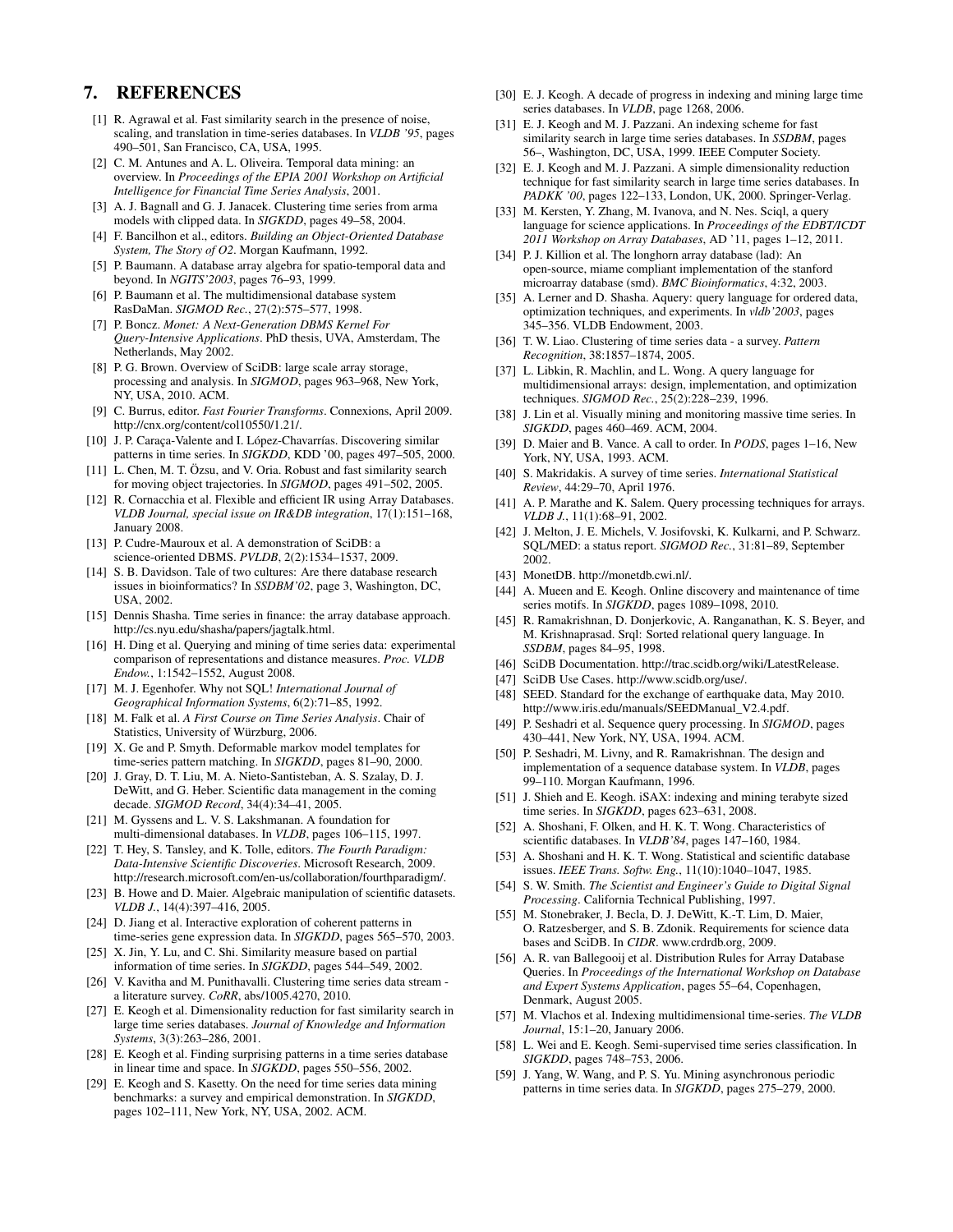## 7. REFERENCES

[1] R. Agrawal et al. Fast similarity search in the presence of noise, scaling, and translation in time-series databases. In *VLDB '95*, pages 490–501, San Francisco, CA, USA, 1995.

[2] C. M. Antunes and A. L. Oliveira. Temporal data mining: an overview. In *Proceedings of the EPIA 2001 Workshop on Artificial Intelligence for Financial Time Series Analysis*, 2001.

[3] A. J. Bagnall and G. J. Janacek. Clustering time series from arma models with clipped data. In *SIGKDD*, pages 49–58, 2004.

[4] F. Bancilhon et al., editors. *Building an Object-Oriented Database System, The Story of O2*. Morgan Kaufmann, 1992.

[5] P. Baumann. A database array algebra for spatio-temporal data and beyond. In *NGITS'2003*, pages 76–93, 1999.

[6] P. Baumann et al. The multidimensional database system RasDaMan. *SIGMOD Rec.*, 27(2):575–577, 1998.

[7] P. Boncz. *Monet: A Next-Generation DBMS Kernel For Query-Intensive Applications*. PhD thesis, UVA, Amsterdam, The Netherlands, May 2002.

[8] P. G. Brown. Overview of SciDB: large scale array storage, processing and analysis. In *SIGMOD*, pages 963–968, New York, NY, USA, 2010. ACM.

[9] C. Burrus, editor. *Fast Fourier Transforms*. Connexions, April 2009. http://cnx.org/content/col10550/1.21/.

[10] J. P. Caraça-Valente and I. López-Chavarrías. Discovering similar patterns in time series. In *SIGKDD*, KDD '00, pages 497–505, 2000.

[11] L. Chen, M. T. Özsu, and V. Oria. Robust and fast similarity search for moving object trajectories. In *SIGMOD*, pages 491–502, 2005.

[12] R. Cornacchia et al. Flexible and efficient IR using Array Databases. *VLDB Journal, special issue on IR&DB integration*, 17(1):151–168, January 2008.

[13] P. Cudre-Mauroux et al. A demonstration of SciDB: a science-oriented DBMS. *PVLDB*, 2(2):1534–1537, 2009.

[14] S. B. Davidson. Tale of two cultures: Are there database research issues in bioinformatics? In *SSDBM'02*, page 3, Washington, DC, USA, 2002.

[15] Dennis Shasha. Time series in finance: the array database approach. http://cs.nyu.edu/shasha/papers/jagtalk.html.

[16] H. Ding et al. Querying and mining of time series data: experimental comparison of representations and distance measures. *Proc. VLDB Endow.*, 1:1542–1552, August 2008.

[17] M. J. Egenhofer. Why not SQL! *International Journal of Geographical Information Systems*, 6(2):71–85, 1992.

[18] M. Falk et al. *A First Course on Time Series Analysis*. Chair of Statistics, University of Würzburg, 2006.

[19] X. Ge and P. Smyth. Deformable markov model templates for time-series pattern matching. In *SIGKDD*, pages 81–90, 2000.

[20] J. Gray, D. T. Liu, M. A. Nieto-Santisteban, A. S. Szalay, D. J. DeWitt, and G. Heber. Scientific data management in the coming decade. *SIGMOD Record*, 34(4):34–41, 2005.

[21] M. Gyssens and L. V. S. Lakshmanan. A foundation for multi-dimensional databases. In *VLDB*, pages 106–115, 1997.

[22] T. Hey, S. Tansley, and K. Tolle, editors. *The Fourth Paradigm: Data-Intensive Scientific Discoveries*. Microsoft Research, 2009. http://research.microsoft.com/en-us/collaboration/fourthparadigm/.

[23] B. Howe and D. Maier. Algebraic manipulation of scientific datasets. *VLDB J.*, 14(4):397–416, 2005.

[24] D. Jiang et al. Interactive exploration of coherent patterns in time-series gene expression data. In *SIGKDD*, pages 565–570, 2003.

[25] X. Jin, Y. Lu, and C. Shi. Similarity measure based on partial information of time series. In *SIGKDD*, pages 544–549, 2002.

[26] V. Kavitha and M. Punithavalli. Clustering time series data stream - a literature survey. *CoRR*, abs/1005.4270, 2010.

[27] E. Keogh et al. Dimensionality reduction for fast similarity search in large time series databases. *Journal of Knowledge and Information Systems*, 3(3):263–286, 2001.

[28] E. Keogh et al. Finding surprising patterns in a time series database in linear time and space. In *SIGKDD*, pages 550–556, 2002.

[29] E. Keogh and S. Kasetty. On the need for time series data mining benchmarks: a survey and empirical demonstration. In *SIGKDD*, pages 102–111, New York, NY, USA, 2002. ACM.

[30] E. J. Keogh. A decade of progress in indexing and mining large time series databases. In *VLDB*, page 1268, 2006.

[31] E. J. Keogh and M. J. Pazzani. An indexing scheme for fast similarity search in large time series databases. In *SSDBM*, pages 56–, Washington, DC, USA, 1999. IEEE Computer Society.

[32] E. J. Keogh and M. J. Pazzani. A simple dimensionality reduction technique for fast similarity search in large time series databases. In *PADKK '00*, pages 122–133, London, UK, 2000. Springer-Verlag.

[33] M. Kersten, Y. Zhang, M. Ivanova, and N. Nes. Sciql, a query language for science applications. In *Proceedings of the EDBT/ICDT 2011 Workshop on Array Databases*, AD '11, pages 1–12, 2011.

[34] P. J. Killion et al. The longhorn array database (lad): An open-source, miame compliant implementation of the stanford microarray database (smd). *BMC Bioinformatics*, 4:32, 2003.

[35] A. Lerner and D. Shasha. Aquery: query language for ordered data, optimization techniques, and experiments. In *vldb'2003*, pages 345–356. VLDB Endowment, 2003.

[36] T. W. Liao. Clustering of time series data - a survey. *Pattern Recognition*, 38:1857–1874, 2005.

[37] L. Libkin, R. Machlin, and L. Wong. A query language for multidimensional arrays: design, implementation, and optimization techniques. *SIGMOD Rec.*, 25(2):228–239, 1996.

[38] J. Lin et al. Visually mining and monitoring massive time series. In *SIGKDD*, pages 460–469. ACM, 2004.

[39] D. Maier and B. Vance. A call to order. In *PODS*, pages 1–16, New York, NY, USA, 1993. ACM.

[40] S. Makridakis. A survey of time series. *International Statistical Review*, 44:29–70, April 1976.

[41] A. P. Marathe and K. Salem. Query processing techniques for arrays. *VLDB J.*, 11(1):68–91, 2002.

[42] J. Melton, J. E. Michels, V. Josifovski, K. Kulkarni, and P. Schwarz. SQL/MED: a status report. *SIGMOD Rec.*, 31:81–89, September 2002.

[43] MonetDB. http://monetdb.cwi.nl/.

[44] A. Mueen and E. Keogh. Online discovery and maintenance of time series motifs. In *SIGKDD*, pages 1089–1098, 2010.

[45] R. Ramakrishnan, D. Donjerkovic, A. Ranganathan, K. S. Beyer, and M. Krishnaprasad. Srql: Sorted relational query language. In *SSDBM*, pages 84–95, 1998.

[46] SciDB Documentation. http://trac.scidb.org/wiki/LatestRelease.

[47] SciDB Use Cases. http://www.scidb.org/use/.

[48] SEED. Standard for the exchange of earthquake data, May 2010. http://www.iris.edu/manuals/SEEDManual_V2.4.pdf.

[49] P. Seshadri et al. Sequence query processing. In *SIGMOD*, pages 430–441, New York, NY, USA, 1994. ACM.

[50] P. Seshadri, M. Livny, and R. Ramakrishnan. The design and implementation of a sequence database system. In *VLDB*, pages 99–110. Morgan Kaufmann, 1996.

[51] J. Shieh and E. Keogh. iSAX: indexing and mining terabyte sized time series. In *SIGKDD*, pages 623–631, 2008.

[52] A. Shoshani, F. Olken, and H. K. T. Wong. Characteristics of scientific databases. In *VLDB'84*, pages 147–160, 1984.

[53] A. Shoshani and H. K. T. Wong. Statistical and scientific database issues. *IEEE Trans. Softw. Eng.*, 11(10):1040–1047, 1985.

[54] S. W. Smith. *The Scientist and Engineer's Guide to Digital Signal Processing*. California Technical Publishing, 1997.

[55] M. Stonebraker, J. Becla, D. J. DeWitt, K.-T. Lim, D. Maier, O. Ratzesberger, and S. B. Zdonik. Requirements for science data bases and SciDB. In *CIDR*. www.crdrdb.org, 2009.

[56] A. R. van Ballegooij et al. Distribution Rules for Array Database Queries. In *Proceedings of the International Workshop on Database and Expert Systems Application*, pages 55–64, Copenhagen, Denmark, August 2005.

[57] M. Vlachos et al. Indexing multidimensional time-series. *The VLDB Journal*, 15:1–20, January 2006.

[58] L. Wei and E. Keogh. Semi-supervised time series classification. In *SIGKDD*, pages 748–753, 2006.

[59] J. Yang, W. Wang, and P. S. Yu. Mining asynchronous periodic patterns in time series data. In *SIGKDD*, pages 275–279, 2000.